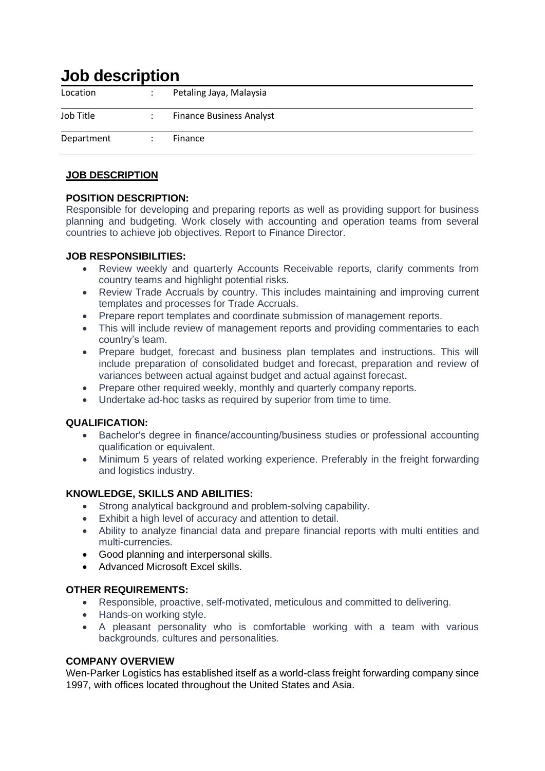# Job description

| Location | : | Petaling Jaya, Malaysia |
|---|---|---|
| Job Title | : | Finance Business Analyst |
| Department | : | Finance |

## JOB DESCRIPTION

### POSITION DESCRIPTION:

Responsible for developing and preparing reports as well as providing support for business planning and budgeting. Work closely with accounting and operation teams from several countries to achieve job objectives. Report to Finance Director.

### JOB RESPONSIBILITIES:

- Review weekly and quarterly Accounts Receivable reports, clarify comments from country teams and highlight potential risks.
- Review Trade Accruals by country. This includes maintaining and improving current templates and processes for Trade Accruals.
- Prepare report templates and coordinate submission of management reports.
- This will include review of management reports and providing commentaries to each country's team.
- Prepare budget, forecast and business plan templates and instructions. This will include preparation of consolidated budget and forecast, preparation and review of variances between actual against budget and actual against forecast.
- Prepare other required weekly, monthly and quarterly company reports.
- Undertake ad-hoc tasks as required by superior from time to time.

### QUALIFICATION:

- Bachelor's degree in finance/accounting/business studies or professional accounting qualification or equivalent.
- Minimum 5 years of related working experience. Preferably in the freight forwarding and logistics industry.

### KNOWLEDGE, SKILLS AND ABILITIES:

- Strong analytical background and problem-solving capability.
- Exhibit a high level of accuracy and attention to detail.
- Ability to analyze financial data and prepare financial reports with multi entities and multi-currencies.
- Good planning and interpersonal skills.
- Advanced Microsoft Excel skills.

### OTHER REQUIREMENTS:

- Responsible, proactive, self-motivated, meticulous and committed to delivering.
- Hands-on working style.
- A pleasant personality who is comfortable working with a team with various backgrounds, cultures and personalities.

### COMPANY OVERVIEW

Wen-Parker Logistics has established itself as a world-class freight forwarding company since 1997, with offices located throughout the United States and Asia.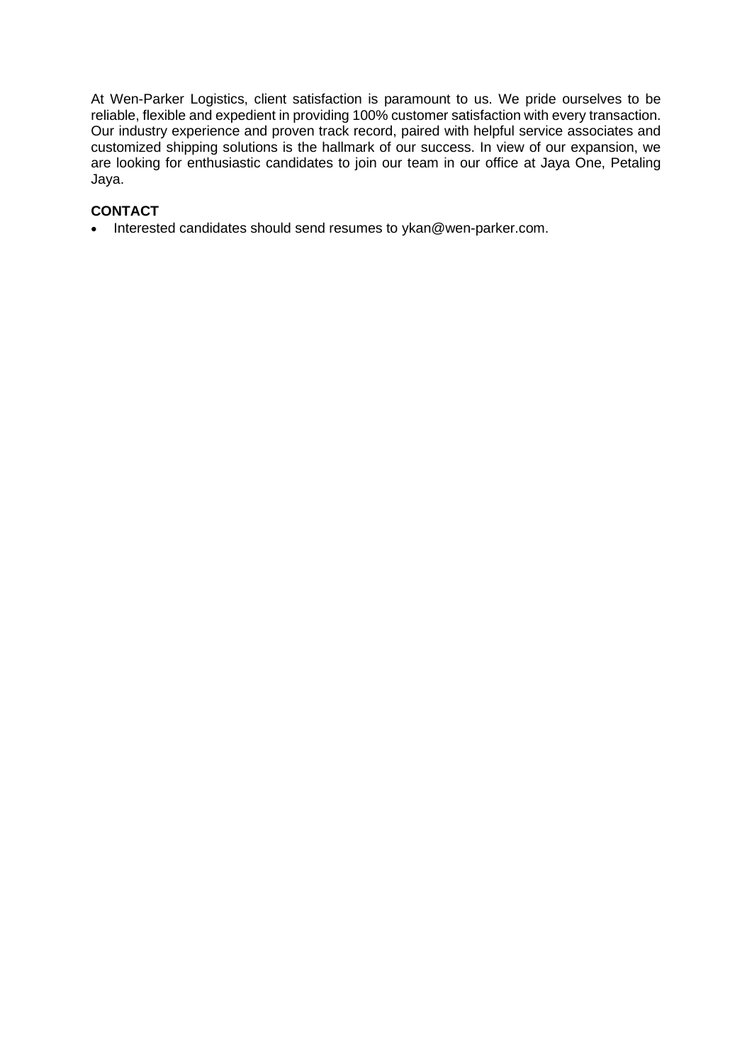At Wen-Parker Logistics, client satisfaction is paramount to us. We pride ourselves to be reliable, flexible and expedient in providing 100% customer satisfaction with every transaction. Our industry experience and proven track record, paired with helpful service associates and customized shipping solutions is the hallmark of our success. In view of our expansion, we are looking for enthusiastic candidates to join our team in our office at Jaya One, Petaling Jaya.

**CONTACT**

- Interested candidates should send resumes to ykan@wen-parker.com.